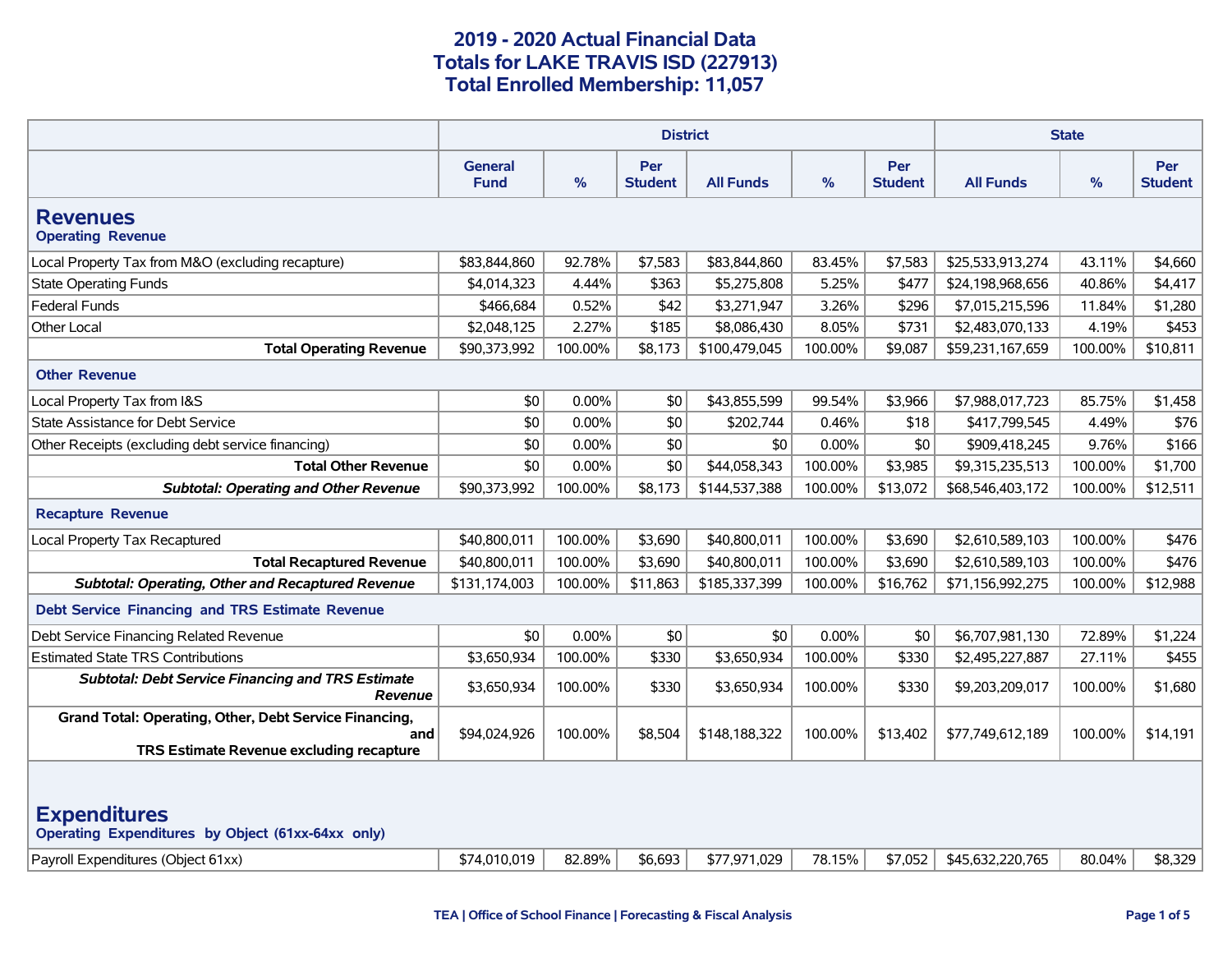# 2019 - 2020 Actual Financial Data
## Totals for LAKE TRAVIS ISD (227913)
## Total Enrolled Membership: 11,057

| | District | | | | | | State | | |
|---|---|---|---|---|---|---|---|---|---|
| | General Fund | % | Per Student | All Funds | % | Per Student | All Funds | % | Per Student |
| **Revenues** | | | | | | | | | |
| **Operating Revenue** | | | | | | | | | |
| Local Property Tax from M&O (excluding recapture) | $83,844,860 | 92.78% | $7,583 | $83,844,860 | 83.45% | $7,583 | $25,533,913,274 | 43.11% | $4,660 |
| State Operating Funds | $4,014,323 | 4.44% | $363 | $5,275,808 | 5.25% | $477 | $24,198,968,656 | 40.86% | $4,417 |
| Federal Funds | $466,684 | 0.52% | $42 | $3,271,947 | 3.26% | $296 | $7,015,215,596 | 11.84% | $1,280 |
| Other Local | $2,048,125 | 2.27% | $185 | $8,086,430 | 8.05% | $731 | $2,483,070,133 | 4.19% | $453 |
| **Total Operating Revenue** | $90,373,992 | 100.00% | $8,173 | $100,479,045 | 100.00% | $9,087 | $59,231,167,659 | 100.00% | $10,811 |
| **Other Revenue** | | | | | | | | | |
| Local Property Tax from I&S | $0 | 0.00% | $0 | $43,855,599 | 99.54% | $3,966 | $7,988,017,723 | 85.75% | $1,458 |
| State Assistance for Debt Service | $0 | 0.00% | $0 | $202,744 | 0.46% | $18 | $417,799,545 | 4.49% | $76 |
| Other Receipts (excluding debt service financing) | $0 | 0.00% | $0 | $0 | 0.00% | $0 | $909,418,245 | 9.76% | $166 |
| **Total Other Revenue** | $0 | 0.00% | $0 | $44,058,343 | 100.00% | $3,985 | $9,315,235,513 | 100.00% | $1,700 |
| ***Subtotal: Operating and Other Revenue*** | $90,373,992 | 100.00% | $8,173 | $144,537,388 | 100.00% | $13,072 | $68,546,403,172 | 100.00% | $12,511 |
| **Recapture Revenue** | | | | | | | | | |
| Local Property Tax Recaptured | $40,800,011 | 100.00% | $3,690 | $40,800,011 | 100.00% | $3,690 | $2,610,589,103 | 100.00% | $476 |
| **Total Recaptured Revenue** | $40,800,011 | 100.00% | $3,690 | $40,800,011 | 100.00% | $3,690 | $2,610,589,103 | 100.00% | $476 |
| ***Subtotal: Operating, Other and Recaptured Revenue*** | $131,174,003 | 100.00% | $11,863 | $185,337,399 | 100.00% | $16,762 | $71,156,992,275 | 100.00% | $12,988 |
| **Debt Service Financing and TRS Estimate Revenue** | | | | | | | | | |
| Debt Service Financing Related Revenue | $0 | 0.00% | $0 | $0 | 0.00% | $0 | $6,707,981,130 | 72.89% | $1,224 |
| Estimated State TRS Contributions | $3,650,934 | 100.00% | $330 | $3,650,934 | 100.00% | $330 | $2,495,227,887 | 27.11% | $455 |
| ***Subtotal: Debt Service Financing and TRS Estimate Revenue*** | $3,650,934 | 100.00% | $330 | $3,650,934 | 100.00% | $330 | $9,203,209,017 | 100.00% | $1,680 |
| **Grand Total: Operating, Other, Debt Service Financing, and TRS Estimate Revenue excluding recapture** | $94,024,926 | 100.00% | $8,504 | $148,188,322 | 100.00% | $13,402 | $77,749,612,189 | 100.00% | $14,191 |
| **Expenditures** | | | | | | | | | |
| **Operating Expenditures by Object (61xx-64xx only)** | | | | | | | | | |
| Payroll Expenditures (Object 61xx) | $74,010,019 | 82.89% | $6,693 | $77,971,029 | 78.15% | $7,052 | $45,632,220,765 | 80.04% | $8,329 |

TEA | Office of School Finance | Forecasting & Fiscal Analysis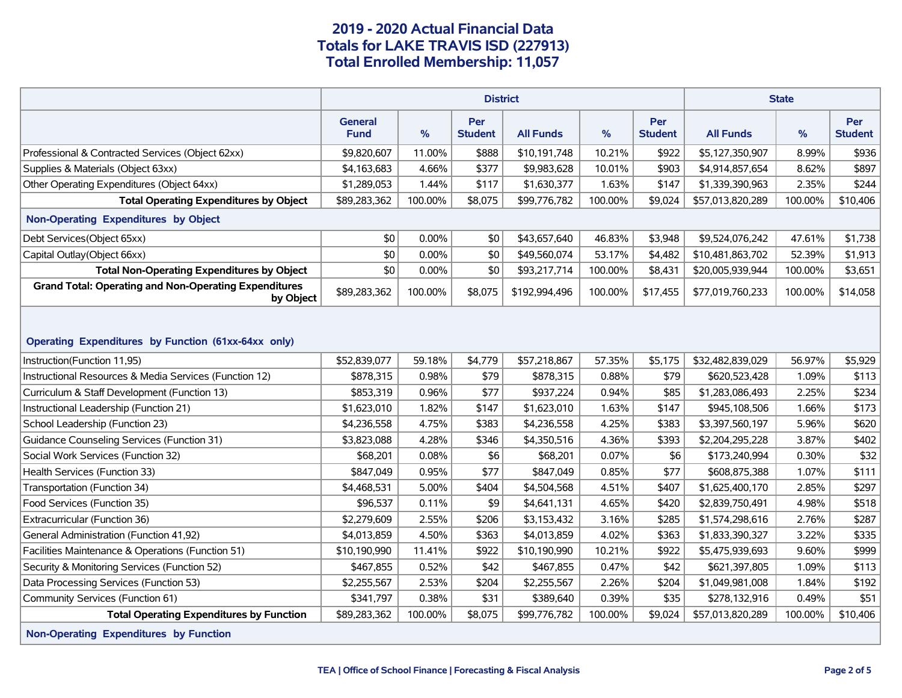# 2019 - 2020 Actual Financial Data
# Totals for LAKE TRAVIS ISD (227913)
# Total Enrolled Membership: 11,057

| | District | | | | | | State | | |
|---|---|---|---|---|---|---|---|---|---|
| | General Fund | % | Per Student | All Funds | % | Per Student | All Funds | % | Per Student |
| Professional & Contracted Services (Object 62xx) | $9,820,607 | 11.00% | $888 | $10,191,748 | 10.21% | $922 | $5,127,350,907 | 8.99% | $936 |
| Supplies & Materials (Object 63xx) | $4,163,683 | 4.66% | $377 | $9,983,628 | 10.01% | $903 | $4,914,857,654 | 8.62% | $897 |
| Other Operating Expenditures (Object 64xx) | $1,289,053 | 1.44% | $117 | $1,630,377 | 1.63% | $147 | $1,339,390,963 | 2.35% | $244 |
| **Total Operating Expenditures by Object** | $89,283,362 | 100.00% | $8,075 | $99,776,782 | 100.00% | $9,024 | $57,013,820,289 | 100.00% | $10,406 |
| **Non-Operating Expenditures by Object** | | | | | | | | | |
| Debt Services(Object 65xx) | $0 | 0.00% | $0 | $43,657,640 | 46.83% | $3,948 | $9,524,076,242 | 47.61% | $1,738 |
| Capital Outlay(Object 66xx) | $0 | 0.00% | $0 | $49,560,074 | 53.17% | $4,482 | $10,481,863,702 | 52.39% | $1,913 |
| **Total Non-Operating Expenditures by Object** | $0 | 0.00% | $0 | $93,217,714 | 100.00% | $8,431 | $20,005,939,944 | 100.00% | $3,651 |
| **Grand Total: Operating and Non-Operating Expenditures by Object** | $89,283,362 | 100.00% | $8,075 | $192,994,496 | 100.00% | $17,455 | $77,019,760,233 | 100.00% | $14,058 |
| **Operating Expenditures by Function (61xx-64xx only)** | | | | | | | | | |
| Instruction(Function 11,95) | $52,839,077 | 59.18% | $4,779 | $57,218,867 | 57.35% | $5,175 | $32,482,839,029 | 56.97% | $5,929 |
| Instructional Resources & Media Services (Function 12) | $878,315 | 0.98% | $79 | $878,315 | 0.88% | $79 | $620,523,428 | 1.09% | $113 |
| Curriculum & Staff Development (Function 13) | $853,319 | 0.96% | $77 | $937,224 | 0.94% | $85 | $1,283,086,493 | 2.25% | $234 |
| Instructional Leadership (Function 21) | $1,623,010 | 1.82% | $147 | $1,623,010 | 1.63% | $147 | $945,108,506 | 1.66% | $173 |
| School Leadership (Function 23) | $4,236,558 | 4.75% | $383 | $4,236,558 | 4.25% | $383 | $3,397,560,197 | 5.96% | $620 |
| Guidance Counseling Services (Function 31) | $3,823,088 | 4.28% | $346 | $4,350,516 | 4.36% | $393 | $2,204,295,228 | 3.87% | $402 |
| Social Work Services (Function 32) | $68,201 | 0.08% | $6 | $68,201 | 0.07% | $6 | $173,240,994 | 0.30% | $32 |
| Health Services (Function 33) | $847,049 | 0.95% | $77 | $847,049 | 0.85% | $77 | $608,875,388 | 1.07% | $111 |
| Transportation (Function 34) | $4,468,531 | 5.00% | $404 | $4,504,568 | 4.51% | $407 | $1,625,400,170 | 2.85% | $297 |
| Food Services (Function 35) | $96,537 | 0.11% | $9 | $4,641,131 | 4.65% | $420 | $2,839,750,491 | 4.98% | $518 |
| Extracurricular (Function 36) | $2,279,609 | 2.55% | $206 | $3,153,432 | 3.16% | $285 | $1,574,298,616 | 2.76% | $287 |
| General Administration (Function 41,92) | $4,013,859 | 4.50% | $363 | $4,013,859 | 4.02% | $363 | $1,833,390,327 | 3.22% | $335 |
| Facilities Maintenance & Operations (Function 51) | $10,190,990 | 11.41% | $922 | $10,190,990 | 10.21% | $922 | $5,475,939,693 | 9.60% | $999 |
| Security & Monitoring Services (Function 52) | $467,855 | 0.52% | $42 | $467,855 | 0.47% | $42 | $621,397,805 | 1.09% | $113 |
| Data Processing Services (Function 53) | $2,255,567 | 2.53% | $204 | $2,255,567 | 2.26% | $204 | $1,049,981,008 | 1.84% | $192 |
| Community Services (Function 61) | $341,797 | 0.38% | $31 | $389,640 | 0.39% | $35 | $278,132,916 | 0.49% | $51 |
| **Total Operating Expenditures by Function** | $89,283,362 | 100.00% | $8,075 | $99,776,782 | 100.00% | $9,024 | $57,013,820,289 | 100.00% | $10,406 |
| **Non-Operating Expenditures by Function** | | | | | | | | | |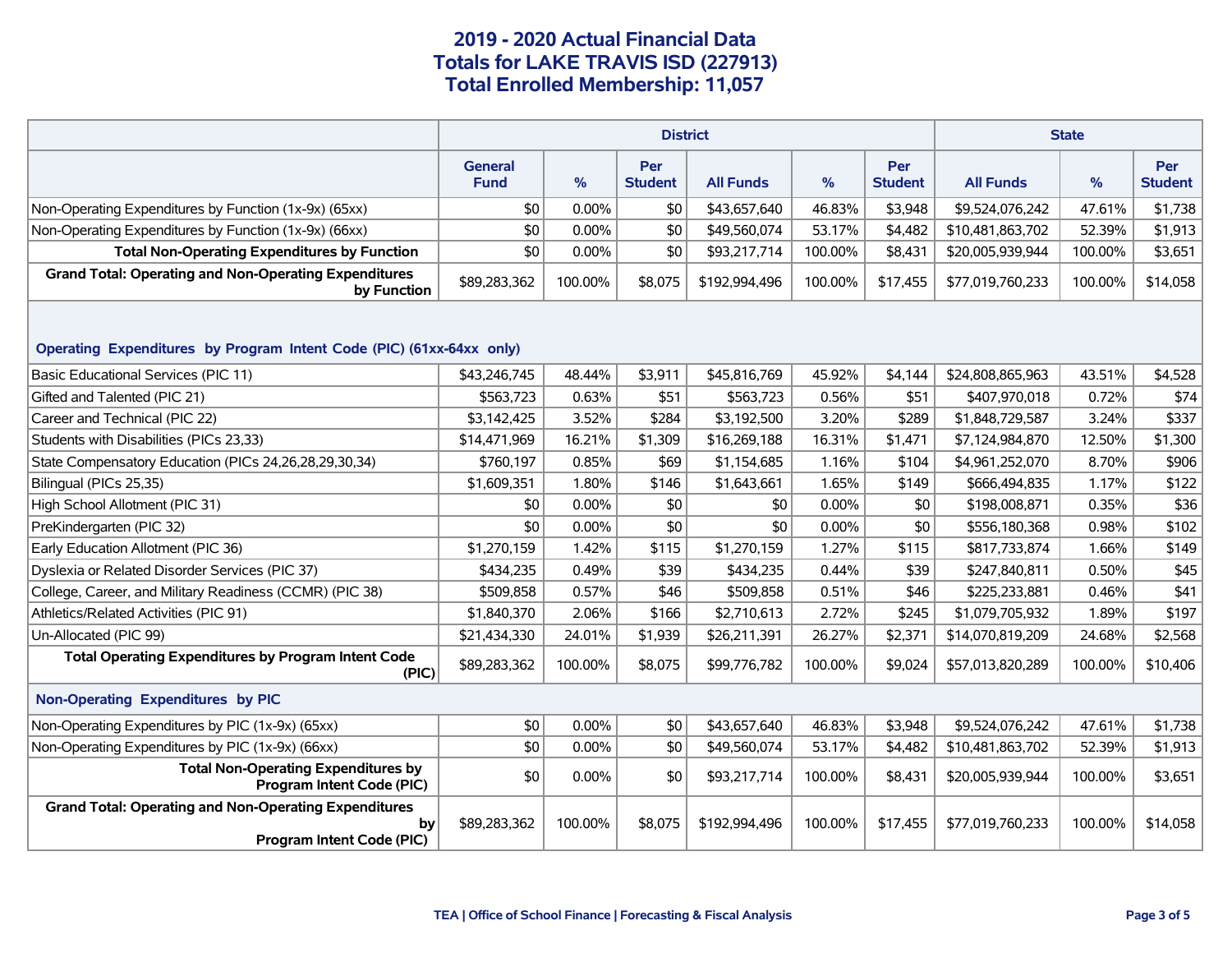# 2019 - 2020 Actual Financial Data
## Totals for LAKE TRAVIS ISD (227913)
## Total Enrolled Membership: 11,057

| | District | | | | | | State | | |
|---|---|---|---|---|---|---|---|---|---|
| | General Fund | % | Per Student | All Funds | % | Per Student | All Funds | % | Per Student |
| Non-Operating Expenditures by Function (1x-9x) (65xx) | $0 | 0.00% | $0 | $43,657,640 | 46.83% | $3,948 | $9,524,076,242 | 47.61% | $1,738 |
| Non-Operating Expenditures by Function (1x-9x) (66xx) | $0 | 0.00% | $0 | $49,560,074 | 53.17% | $4,482 | $10,481,863,702 | 52.39% | $1,913 |
| **Total Non-Operating Expenditures by Function** | $0 | 0.00% | $0 | $93,217,714 | 100.00% | $8,431 | $20,005,939,944 | 100.00% | $3,651 |
| **Grand Total: Operating and Non-Operating Expenditures by Function** | $89,283,362 | 100.00% | $8,075 | $192,994,496 | 100.00% | $17,455 | $77,019,760,233 | 100.00% | $14,058 |
| **Operating Expenditures by Program Intent Code (PIC) (61xx-64xx only)** | | | | | | | | | |
| Basic Educational Services (PIC 11) | $43,246,745 | 48.44% | $3,911 | $45,816,769 | 45.92% | $4,144 | $24,808,865,963 | 43.51% | $4,528 |
| Gifted and Talented (PIC 21) | $563,723 | 0.63% | $51 | $563,723 | 0.56% | $51 | $407,970,018 | 0.72% | $74 |
| Career and Technical (PIC 22) | $3,142,425 | 3.52% | $284 | $3,192,500 | 3.20% | $289 | $1,848,729,587 | 3.24% | $337 |
| Students with Disabilities (PICs 23,33) | $14,471,969 | 16.21% | $1,309 | $16,269,188 | 16.31% | $1,471 | $7,124,984,870 | 12.50% | $1,300 |
| State Compensatory Education (PICs 24,26,28,29,30,34) | $760,197 | 0.85% | $69 | $1,154,685 | 1.16% | $104 | $4,961,252,070 | 8.70% | $906 |
| Bilingual (PICs 25,35) | $1,609,351 | 1.80% | $146 | $1,643,661 | 1.65% | $149 | $666,494,835 | 1.17% | $122 |
| High School Allotment (PIC 31) | $0 | 0.00% | $0 | $0 | 0.00% | $0 | $198,008,871 | 0.35% | $36 |
| PreKindergarten (PIC 32) | $0 | 0.00% | $0 | $0 | 0.00% | $0 | $556,180,368 | 0.98% | $102 |
| Early Education Allotment (PIC 36) | $1,270,159 | 1.42% | $115 | $1,270,159 | 1.27% | $115 | $817,733,874 | 1.66% | $149 |
| Dyslexia or Related Disorder Services (PIC 37) | $434,235 | 0.49% | $39 | $434,235 | 0.44% | $39 | $247,840,811 | 0.50% | $45 |
| College, Career, and Military Readiness (CCMR) (PIC 38) | $509,858 | 0.57% | $46 | $509,858 | 0.51% | $46 | $225,233,881 | 0.46% | $41 |
| Athletics/Related Activities (PIC 91) | $1,840,370 | 2.06% | $166 | $2,710,613 | 2.72% | $245 | $1,079,705,932 | 1.89% | $197 |
| Un-Allocated (PIC 99) | $21,434,330 | 24.01% | $1,939 | $26,211,391 | 26.27% | $2,371 | $14,070,819,209 | 24.68% | $2,568 |
| **Total Operating Expenditures by Program Intent Code (PIC)** | $89,283,362 | 100.00% | $8,075 | $99,776,782 | 100.00% | $9,024 | $57,013,820,289 | 100.00% | $10,406 |
| **Non-Operating Expenditures by PIC** | | | | | | | | | |
| Non-Operating Expenditures by PIC (1x-9x) (65xx) | $0 | 0.00% | $0 | $43,657,640 | 46.83% | $3,948 | $9,524,076,242 | 47.61% | $1,738 |
| Non-Operating Expenditures by PIC (1x-9x) (66xx) | $0 | 0.00% | $0 | $49,560,074 | 53.17% | $4,482 | $10,481,863,702 | 52.39% | $1,913 |
| **Total Non-Operating Expenditures by Program Intent Code (PIC)** | $0 | 0.00% | $0 | $93,217,714 | 100.00% | $8,431 | $20,005,939,944 | 100.00% | $3,651 |
| **Grand Total: Operating and Non-Operating Expenditures by Program Intent Code (PIC)** | $89,283,362 | 100.00% | $8,075 | $192,994,496 | 100.00% | $17,455 | $77,019,760,233 | 100.00% | $14,058 |

TEA | Office of School Finance | Forecasting & Fiscal Analysis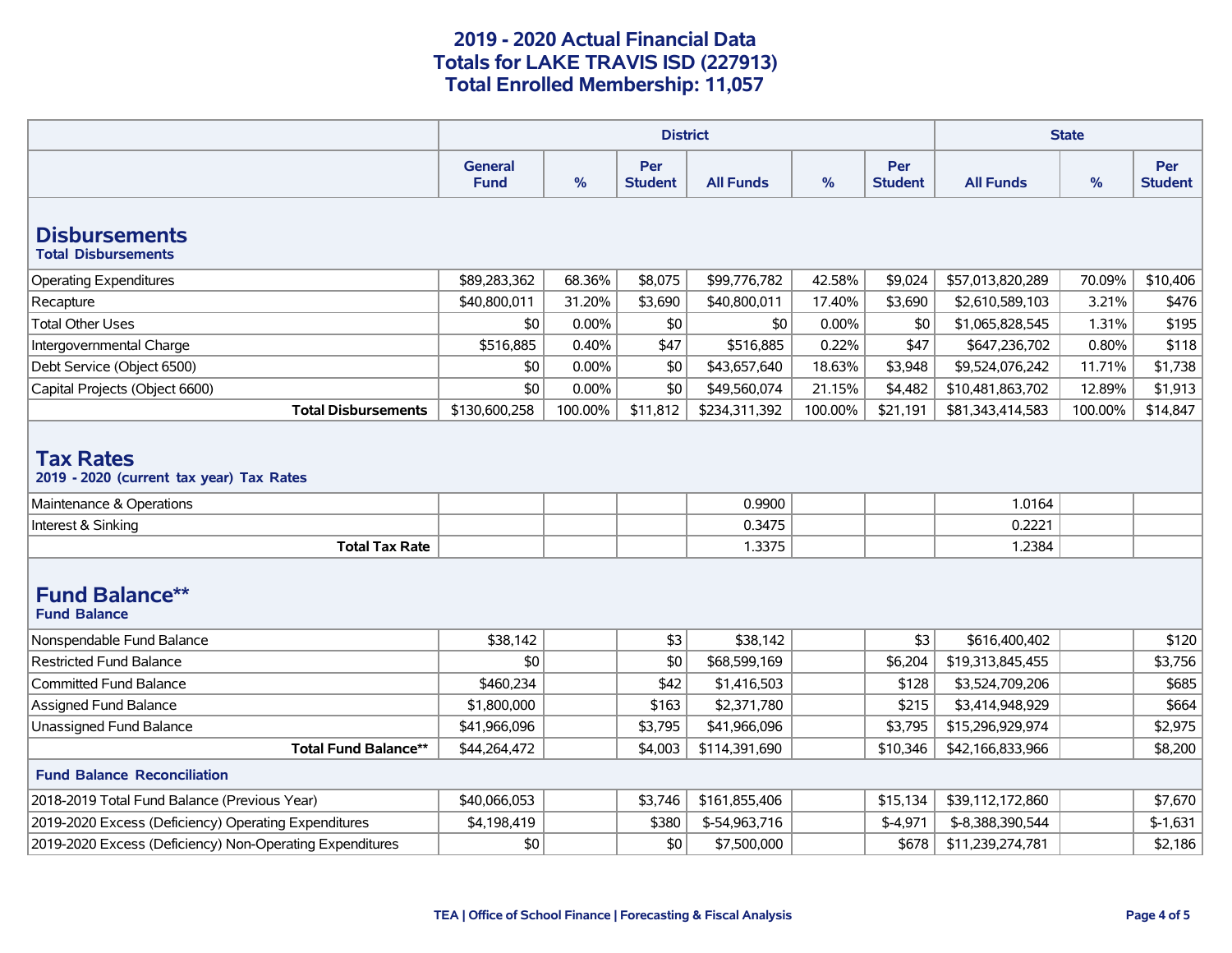# 2019 - 2020 Actual Financial Data
# Totals for LAKE TRAVIS ISD (227913)
# Total Enrolled Membership: 11,057

| | District | | | | | | State | | |
|---|---|---|---|---|---|---|---|---|---|
| | General Fund | % | Per Student | All Funds | % | Per Student | All Funds | % | Per Student |
| **Disbursements** | | | | | | | | | |
| **Total Disbursements** | | | | | | | | | |
| Operating Expenditures | $89,283,362 | 68.36% | $8,075 | $99,776,782 | 42.58% | $9,024 | $57,013,820,289 | 70.09% | $10,406 |
| Recapture | $40,800,011 | 31.20% | $3,690 | $40,800,011 | 17.40% | $3,690 | $2,610,589,103 | 3.21% | $476 |
| Total Other Uses | $0 | 0.00% | $0 | $0 | 0.00% | $0 | $1,065,828,545 | 1.31% | $195 |
| Intergovernmental Charge | $516,885 | 0.40% | $47 | $516,885 | 0.22% | $47 | $647,236,702 | 0.80% | $118 |
| Debt Service (Object 6500) | $0 | 0.00% | $0 | $43,657,640 | 18.63% | $3,948 | $9,524,076,242 | 11.71% | $1,738 |
| Capital Projects (Object 6600) | $0 | 0.00% | $0 | $49,560,074 | 21.15% | $4,482 | $10,481,863,702 | 12.89% | $1,913 |
| **Total Disbursements** | $130,600,258 | 100.00% | $11,812 | $234,311,392 | 100.00% | $21,191 | $81,343,414,583 | 100.00% | $14,847 |
| **Tax Rates** | | | | | | | | | |
| **2019 - 2020 (current tax year) Tax Rates** | | | | | | | | | |
| Maintenance & Operations | | | | 0.9900 | | | 1.0164 | | |
| Interest & Sinking | | | | 0.3475 | | | 0.2221 | | |
| **Total Tax Rate** | | | | 1.3375 | | | 1.2384 | | |
| **Fund Balance**** | | | | | | | | | |
| **Fund Balance** | | | | | | | | | |
| Nonspendable Fund Balance | $38,142 | | $3 | $38,142 | | $3 | $616,400,402 | | $120 |
| Restricted Fund Balance | $0 | | $0 | $68,599,169 | | $6,204 | $19,313,845,455 | | $3,756 |
| Committed Fund Balance | $460,234 | | $42 | $1,416,503 | | $128 | $3,524,709,206 | | $685 |
| Assigned Fund Balance | $1,800,000 | | $163 | $2,371,780 | | $215 | $3,414,948,929 | | $664 |
| Unassigned Fund Balance | $41,966,096 | | $3,795 | $41,966,096 | | $3,795 | $15,296,929,974 | | $2,975 |
| **Total Fund Balance**** | $44,264,472 | | $4,003 | $114,391,690 | | $10,346 | $42,166,833,966 | | $8,200 |
| **Fund Balance Reconciliation** | | | | | | | | | |
| 2018-2019 Total Fund Balance (Previous Year) | $40,066,053 | | $3,746 | $161,855,406 | | $15,134 | $39,112,172,860 | | $7,670 |
| 2019-2020 Excess (Deficiency) Operating Expenditures | $4,198,419 | | $380 | $-54,963,716 | | $-4,971 | $-8,388,390,544 | | $-1,631 |
| 2019-2020 Excess (Deficiency) Non-Operating Expenditures | $0 | | $0 | $7,500,000 | | $678 | $11,239,274,781 | | $2,186 |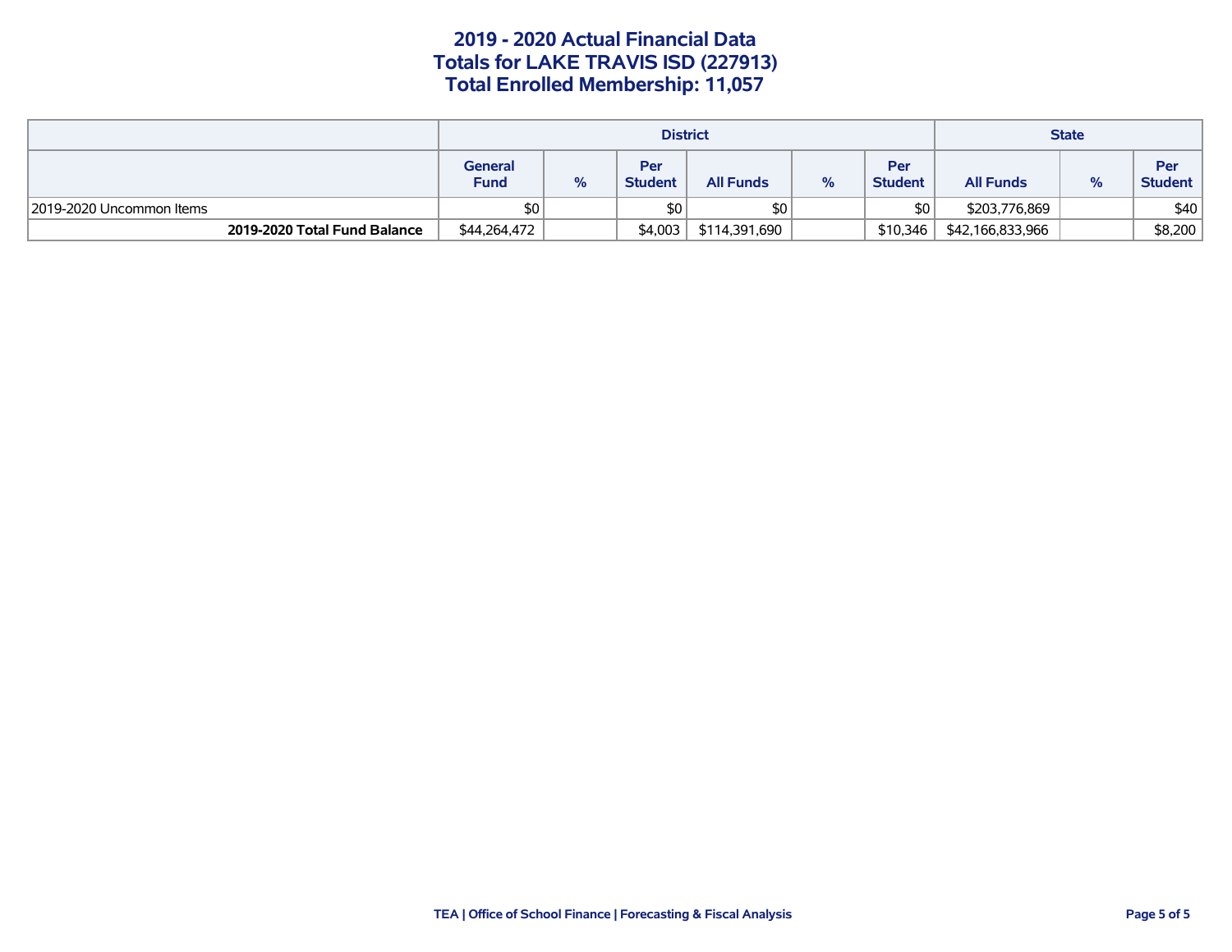# 2019 - 2020 Actual Financial Data
## Totals for LAKE TRAVIS ISD (227913)
## Total Enrolled Membership: 11,057

| | District | | | | | | State | | |
|---|---|---|---|---|---|---|---|---|---|
| | General Fund | % | Per Student | All Funds | % | Per Student | All Funds | % | Per Student |
| 2019-2020 Uncommon Items | $0 | | $0 | $0 | | $0 | $203,776,869 | | $40 |
| **2019-2020 Total Fund Balance** | $44,264,472 | | $4,003 | $114,391,690 | | $10,346 | $42,166,833,966 | | $8,200 |